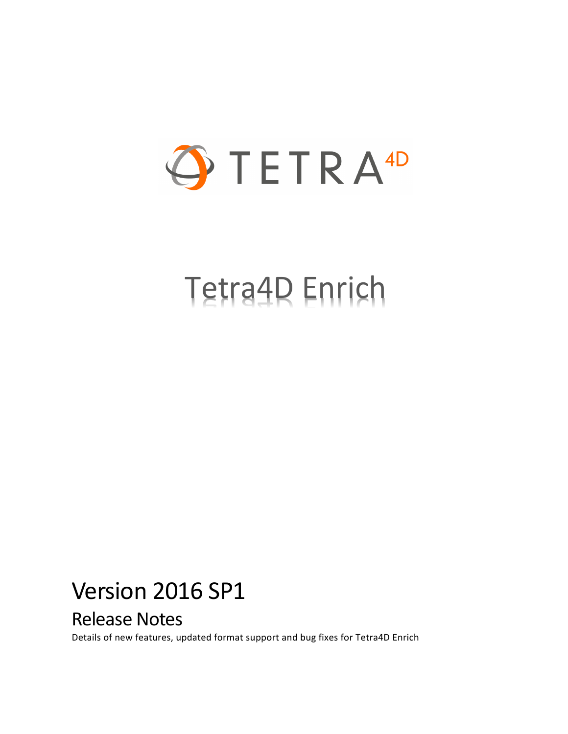TETRA4D

# Tetra4D Enrich

## Version 2016 SP1

### Release Notes

Details of new features, updated format support and bug fixes for Tetra4D Enrich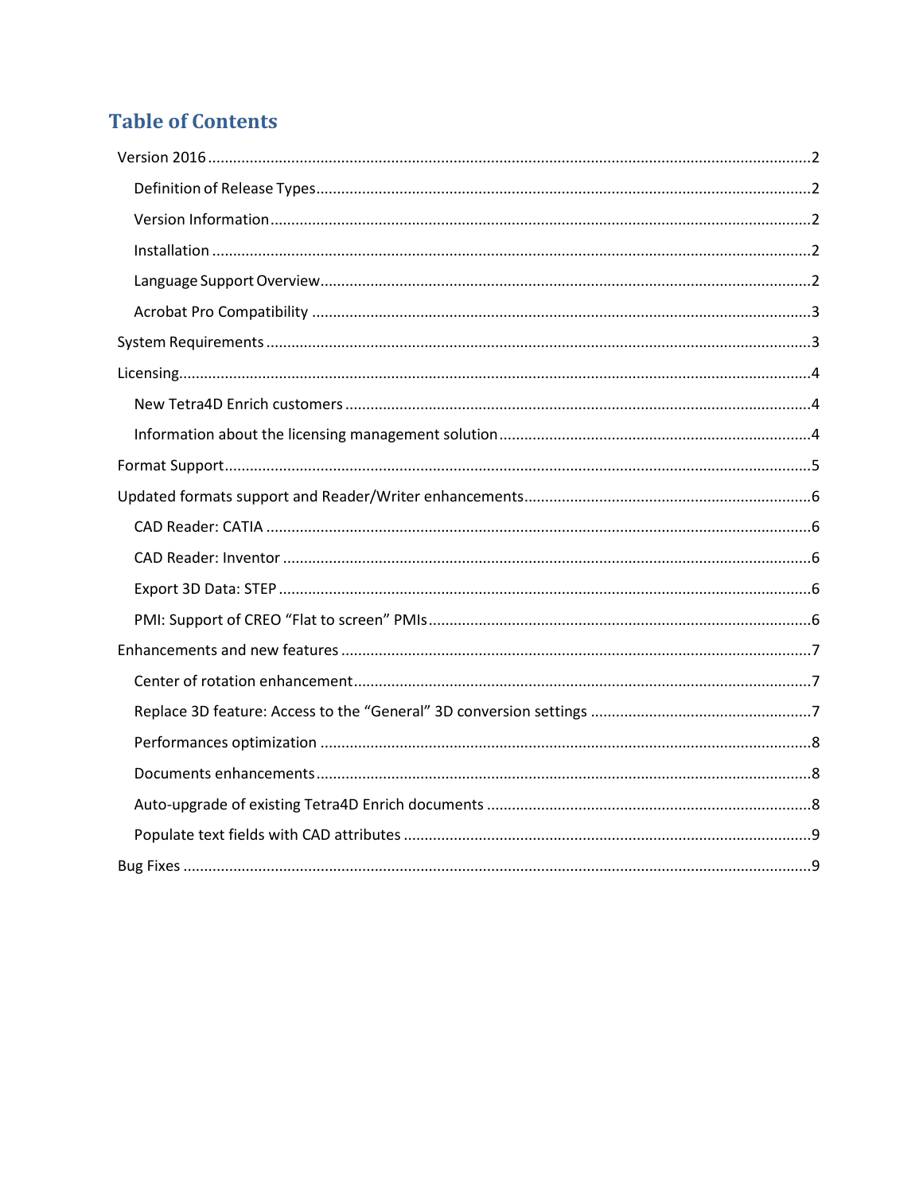# Table of Contents

- Version 2016 .......... 2
  - Definition of Release Types .......... 2
  - Version Information .......... 2
  - Installation .......... 2
  - Language Support Overview .......... 2
  - Acrobat Pro Compatibility .......... 3
- System Requirements .......... 3
- Licensing .......... 4
  - New Tetra4D Enrich customers .......... 4
  - Information about the licensing management solution .......... 4
- Format Support .......... 5
- Updated formats support and Reader/Writer enhancements .......... 6
  - CAD Reader: CATIA .......... 6
  - CAD Reader: Inventor .......... 6
  - Export 3D Data: STEP .......... 6
  - PMI: Support of CREO "Flat to screen" PMIs .......... 6
- Enhancements and new features .......... 7
  - Center of rotation enhancement .......... 7
  - Replace 3D feature: Access to the "General" 3D conversion settings .......... 7
  - Performances optimization .......... 8
  - Documents enhancements .......... 8
  - Auto-upgrade of existing Tetra4D Enrich documents .......... 8
  - Populate text fields with CAD attributes .......... 9
- Bug Fixes .......... 9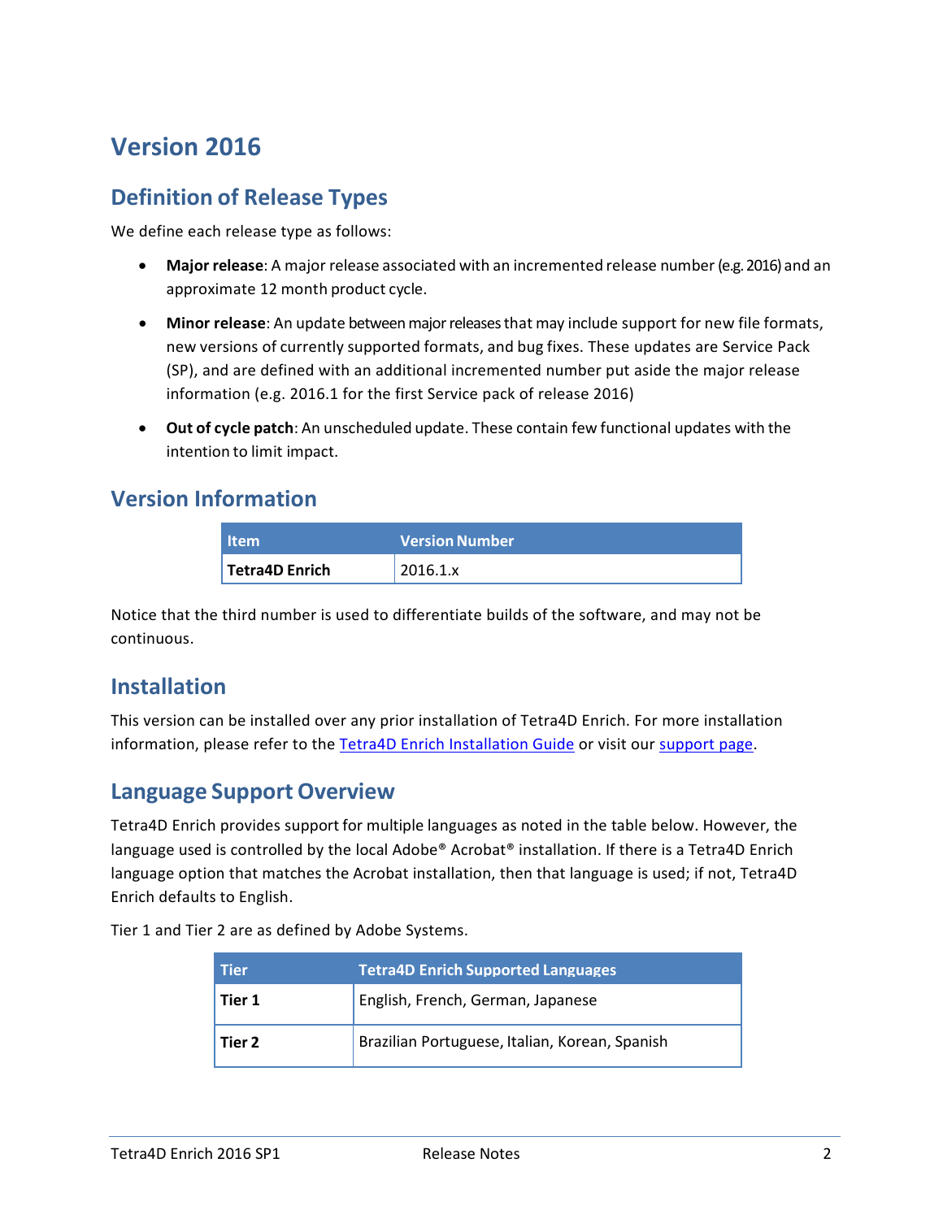# Version 2016

## Definition of Release Types

We define each release type as follows:

- **Major release**: A major release associated with an incremented release number (e.g. 2016) and an approximate 12 month product cycle.
- **Minor release**: An update between major releases that may include support for new file formats, new versions of currently supported formats, and bug fixes. These updates are Service Pack (SP), and are defined with an additional incremented number put aside the major release information (e.g. 2016.1 for the first Service pack of release 2016)
- **Out of cycle patch**: An unscheduled update. These contain few functional updates with the intention to limit impact.

## Version Information

| Item | Version Number |
|---|---|
| **Tetra4D Enrich** | 2016.1.x |

Notice that the third number is used to differentiate builds of the software, and may not be continuous.

## Installation

This version can be installed over any prior installation of Tetra4D Enrich. For more installation information, please refer to the [Tetra4D Enrich Installation Guide]() or visit our [support page]().

## Language Support Overview

Tetra4D Enrich provides support for multiple languages as noted in the table below. However, the language used is controlled by the local Adobe® Acrobat® installation. If there is a Tetra4D Enrich language option that matches the Acrobat installation, then that language is used; if not, Tetra4D Enrich defaults to English.

Tier 1 and Tier 2 are as defined by Adobe Systems.

| Tier | Tetra4D Enrich Supported Languages |
|---|---|
| **Tier 1** | English, French, German, Japanese |
| **Tier 2** | Brazilian Portuguese, Italian, Korean, Spanish |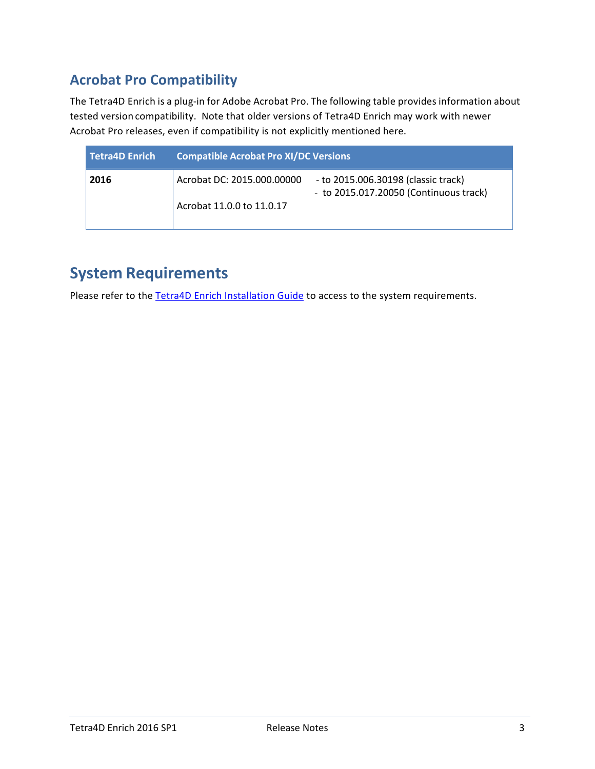## Acrobat Pro Compatibility

The Tetra4D Enrich is a plug-in for Adobe Acrobat Pro. The following table provides information about tested version compatibility. Note that older versions of Tetra4D Enrich may work with newer Acrobat Pro releases, even if compatibility is not explicitly mentioned here.

| Tetra4D Enrich | Compatible Acrobat Pro XI/DC Versions |
|---|---|
| **2016** | Acrobat DC: 2015.000.00000 - to 2015.006.30198 (classic track) - to 2015.017.20050 (Continuous track)<br><br>Acrobat 11.0.0 to 11.0.17 |

# System Requirements

Please refer to the Tetra4D Enrich Installation Guide to access to the system requirements.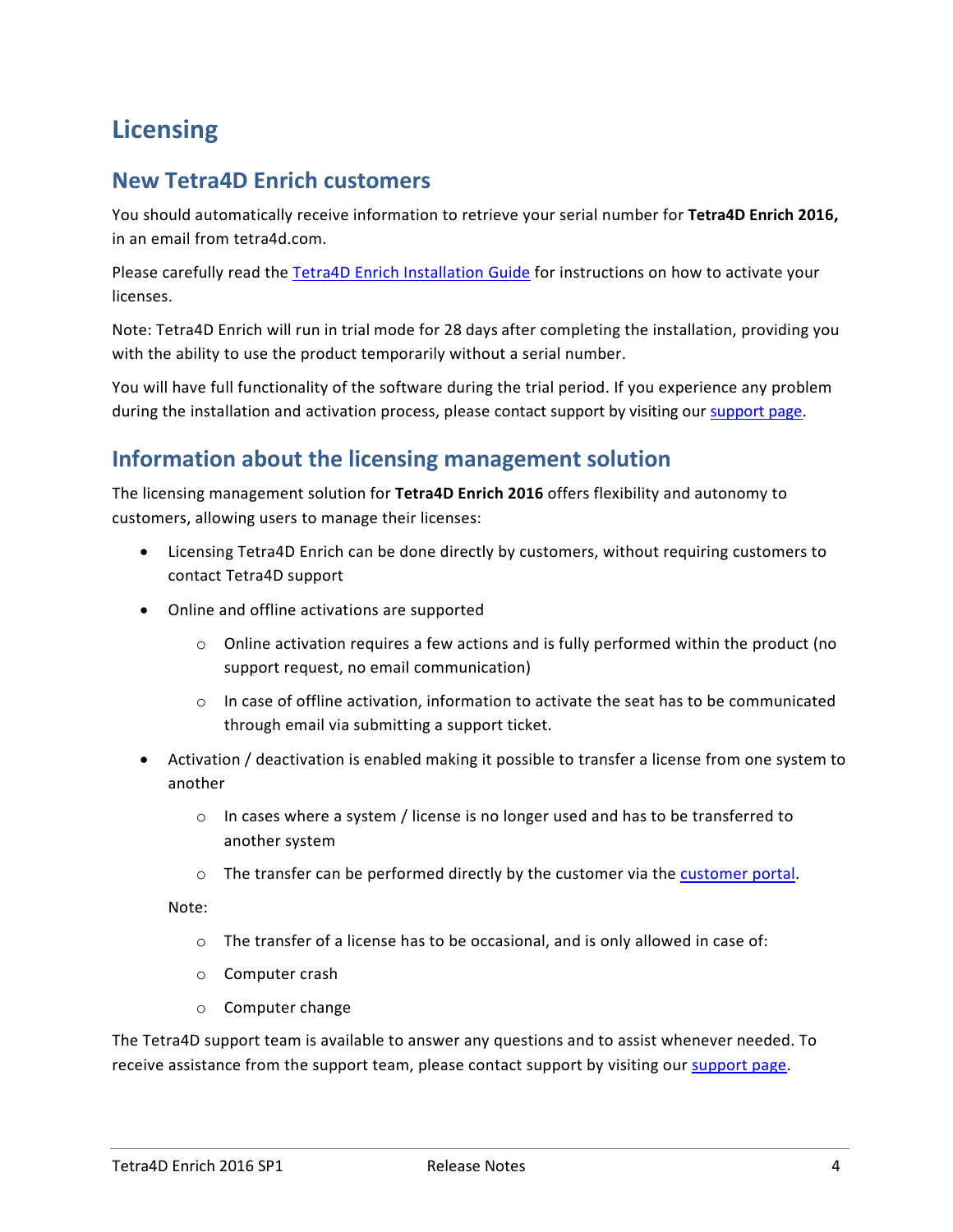# Licensing

## New Tetra4D Enrich customers

You should automatically receive information to retrieve your serial number for **Tetra4D Enrich 2016,** in an email from tetra4d.com.

Please carefully read the Tetra4D Enrich Installation Guide for instructions on how to activate your licenses.

Note: Tetra4D Enrich will run in trial mode for 28 days after completing the installation, providing you with the ability to use the product temporarily without a serial number.

You will have full functionality of the software during the trial period. If you experience any problem during the installation and activation process, please contact support by visiting our support page.

## Information about the licensing management solution

The licensing management solution for **Tetra4D Enrich 2016** offers flexibility and autonomy to customers, allowing users to manage their licenses:

- Licensing Tetra4D Enrich can be done directly by customers, without requiring customers to contact Tetra4D support
- Online and offline activations are supported
  - Online activation requires a few actions and is fully performed within the product (no support request, no email communication)
  - In case of offline activation, information to activate the seat has to be communicated through email via submitting a support ticket.
- Activation / deactivation is enabled making it possible to transfer a license from one system to another
  - In cases where a system / license is no longer used and has to be transferred to another system
  - The transfer can be performed directly by the customer via the customer portal.

  Note:
  - The transfer of a license has to be occasional, and is only allowed in case of:
  - Computer crash
  - Computer change

The Tetra4D support team is available to answer any questions and to assist whenever needed. To receive assistance from the support team, please contact support by visiting our support page.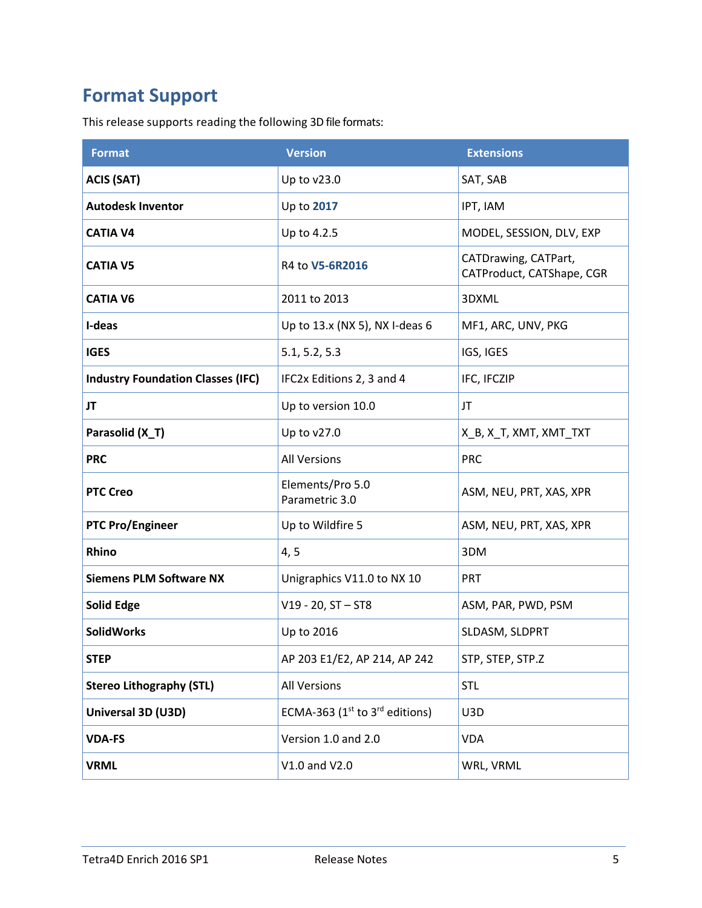# Format Support

This release supports reading the following 3D file formats:

| Format | Version | Extensions |
|---|---|---|
| **ACIS (SAT)** | Up to v23.0 | SAT, SAB |
| **Autodesk Inventor** | Up to **2017** | IPT, IAM |
| **CATIA V4** | Up to 4.2.5 | MODEL, SESSION, DLV, EXP |
| **CATIA V5** | R4 to **V5-6R2016** | CATDrawing, CATPart, CATProduct, CATShape, CGR |
| **CATIA V6** | 2011 to 2013 | 3DXML |
| **I-deas** | Up to 13.x (NX 5), NX I-deas 6 | MF1, ARC, UNV, PKG |
| **IGES** | 5.1, 5.2, 5.3 | IGS, IGES |
| **Industry Foundation Classes (IFC)** | IFC2x Editions 2, 3 and 4 | IFC, IFCZIP |
| **JT** | Up to version 10.0 | JT |
| **Parasolid (X_T)** | Up to v27.0 | X_B, X_T, XMT, XMT_TXT |
| **PRC** | All Versions | PRC |
| **PTC Creo** | Elements/Pro 5.0 Parametric 3.0 | ASM, NEU, PRT, XAS, XPR |
| **PTC Pro/Engineer** | Up to Wildfire 5 | ASM, NEU, PRT, XAS, XPR |
| **Rhino** | 4, 5 | 3DM |
| **Siemens PLM Software NX** | Unigraphics V11.0 to NX 10 | PRT |
| **Solid Edge** | V19 - 20, ST – ST8 | ASM, PAR, PWD, PSM |
| **SolidWorks** | Up to 2016 | SLDASM, SLDPRT |
| **STEP** | AP 203 E1/E2, AP 214, AP 242 | STP, STEP, STP.Z |
| **Stereo Lithography (STL)** | All Versions | STL |
| **Universal 3D (U3D)** | ECMA-363 (1st to 3rd editions) | U3D |
| **VDA-FS** | Version 1.0 and 2.0 | VDA |
| **VRML** | V1.0 and V2.0 | WRL, VRML |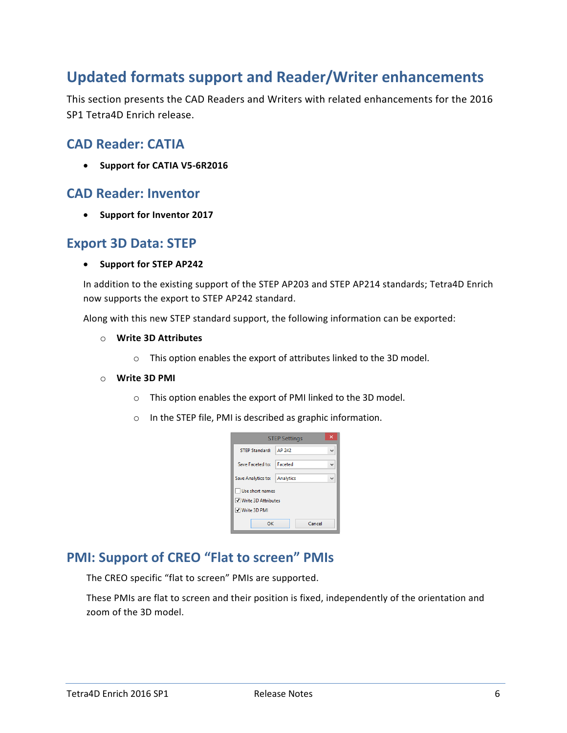# Updated formats support and Reader/Writer enhancements

This section presents the CAD Readers and Writers with related enhancements for the 2016 SP1 Tetra4D Enrich release.

## CAD Reader: CATIA

- **Support for CATIA V5-6R2016**

## CAD Reader: Inventor

- **Support for Inventor 2017**

## Export 3D Data: STEP

- **Support for STEP AP242**

In addition to the existing support of the STEP AP203 and STEP AP214 standards; Tetra4D Enrich now supports the export to STEP AP242 standard.

Along with this new STEP standard support, the following information can be exported:

- **Write 3D Attributes**
  - This option enables the export of attributes linked to the 3D model.
- **Write 3D PMI**
  - This option enables the export of PMI linked to the 3D model.
  - In the STEP file, PMI is described as graphic information.

## PMI: Support of CREO “Flat to screen” PMIs

The CREO specific “flat to screen” PMIs are supported.

These PMIs are flat to screen and their position is fixed, independently of the orientation and zoom of the 3D model.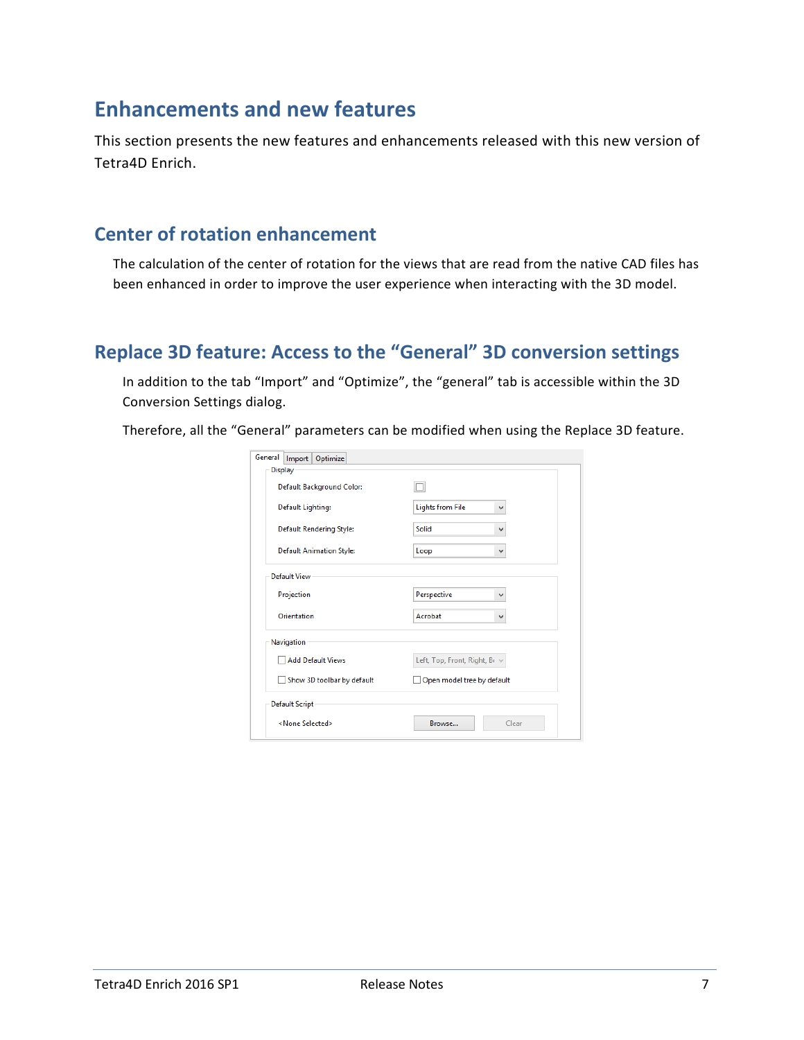# Enhancements and new features

This section presents the new features and enhancements released with this new version of Tetra4D Enrich.

## Center of rotation enhancement

The calculation of the center of rotation for the views that are read from the native CAD files has been enhanced in order to improve the user experience when interacting with the 3D model.

## Replace 3D feature: Access to the "General" 3D conversion settings

In addition to the tab "Import" and "Optimize", the "general" tab is accessible within the 3D Conversion Settings dialog.

Therefore, all the "General" parameters can be modified when using the Replace 3D feature.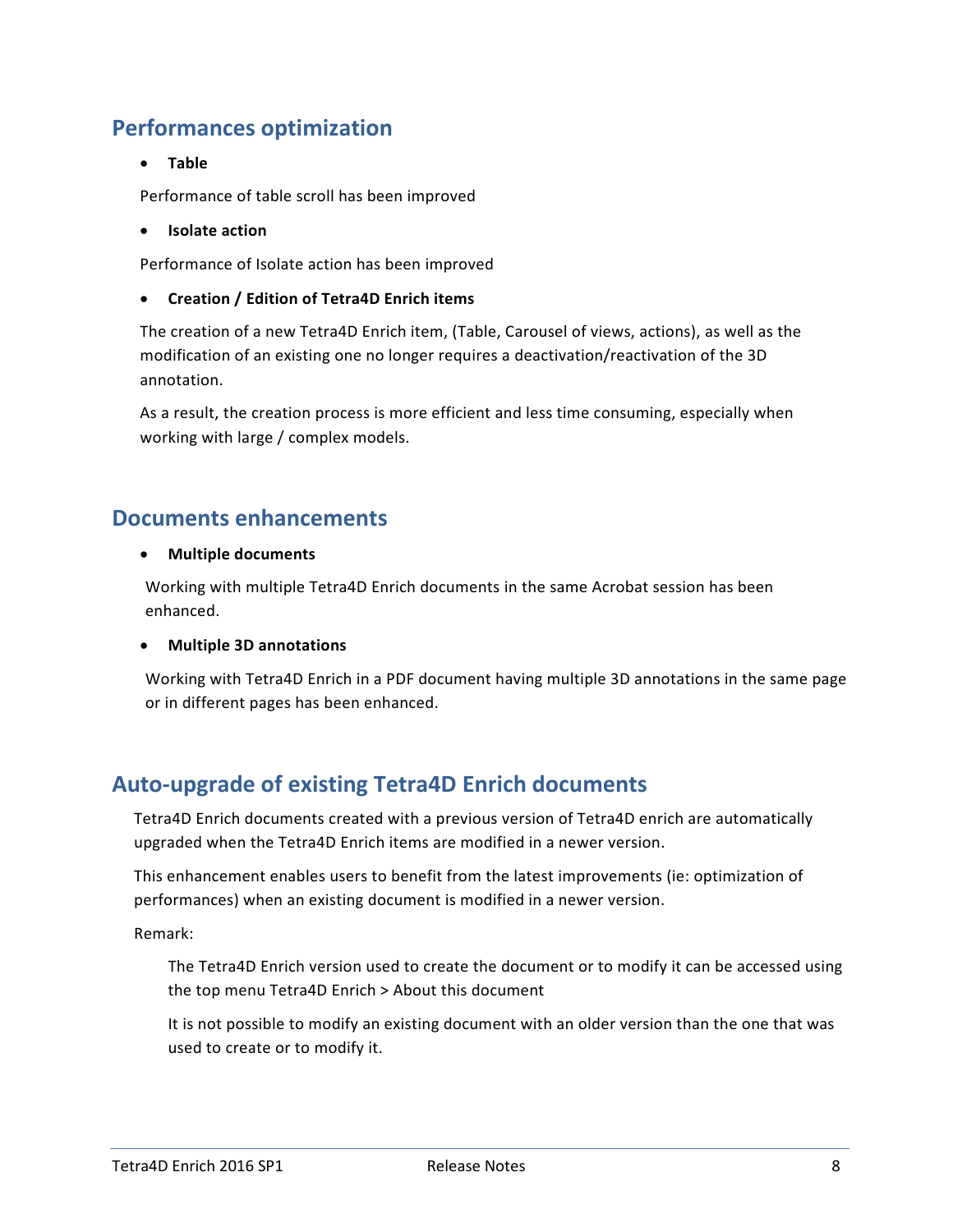## Performances optimization

- **Table**

Performance of table scroll has been improved

- **Isolate action**

Performance of Isolate action has been improved

- **Creation / Edition of Tetra4D Enrich items**

The creation of a new Tetra4D Enrich item, (Table, Carousel of views, actions), as well as the modification of an existing one no longer requires a deactivation/reactivation of the 3D annotation.

As a result, the creation process is more efficient and less time consuming, especially when working with large / complex models.

## Documents enhancements

- **Multiple documents**

Working with multiple Tetra4D Enrich documents in the same Acrobat session has been enhanced.

- **Multiple 3D annotations**

Working with Tetra4D Enrich in a PDF document having multiple 3D annotations in the same page or in different pages has been enhanced.

## Auto-upgrade of existing Tetra4D Enrich documents

Tetra4D Enrich documents created with a previous version of Tetra4D enrich are automatically upgraded when the Tetra4D Enrich items are modified in a newer version.

This enhancement enables users to benefit from the latest improvements (ie: optimization of performances) when an existing document is modified in a newer version.

Remark:

The Tetra4D Enrich version used to create the document or to modify it can be accessed using the top menu Tetra4D Enrich > About this document

It is not possible to modify an existing document with an older version than the one that was used to create or to modify it.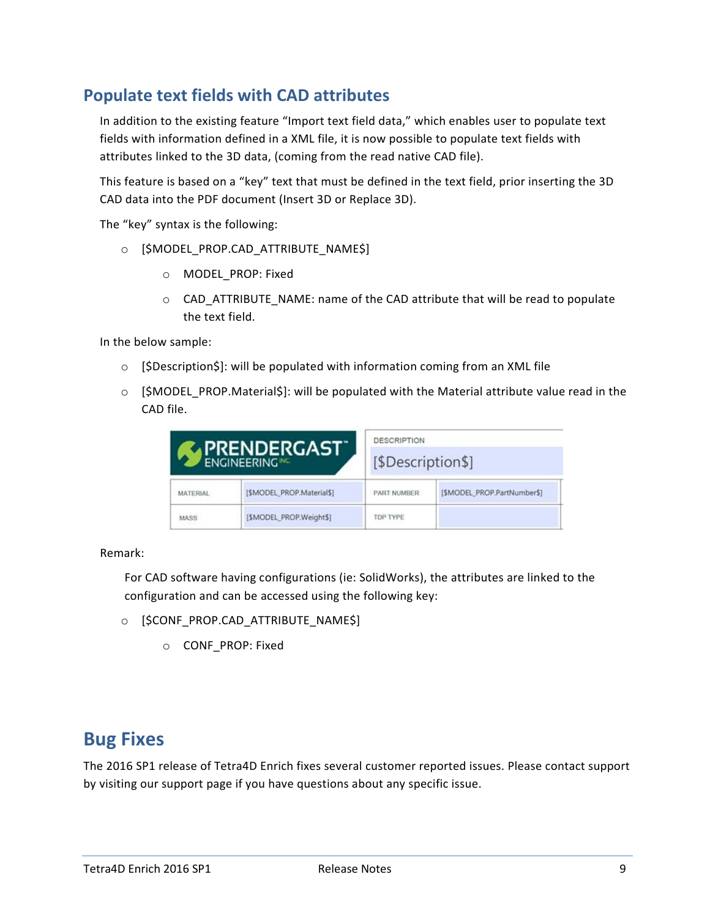## Populate text fields with CAD attributes

In addition to the existing feature "Import text field data," which enables user to populate text fields with information defined in a XML file, it is now possible to populate text fields with attributes linked to the 3D data, (coming from the read native CAD file).

This feature is based on a "key" text that must be defined in the text field, prior inserting the 3D CAD data into the PDF document (Insert 3D or Replace 3D).

The "key" syntax is the following:

- [$MODEL_PROP.CAD_ATTRIBUTE_NAME$]
    - MODEL_PROP: Fixed
    - CAD_ATTRIBUTE_NAME: name of the CAD attribute that will be read to populate the text field.

In the below sample:

- [$Description$]: will be populated with information coming from an XML file
- [$MODEL_PROP.Material$]: will be populated with the Material attribute value read in the CAD file.

| PRENDERGAST ENGINEERING INC | | DESCRIPTION [$Description$] | |
|---|---|---|---|
| MATERIAL | [$MODEL_PROP.Material$] | PART NUMBER | [$MODEL_PROP.PartNumber$] |
| MASS | [$MODEL_PROP.Weight$] | TDP TYPE | |

Remark:

For CAD software having configurations (ie: SolidWorks), the attributes are linked to the configuration and can be accessed using the following key:

- [$CONF_PROP.CAD_ATTRIBUTE_NAME$]
    - CONF_PROP: Fixed

# Bug Fixes

The 2016 SP1 release of Tetra4D Enrich fixes several customer reported issues. Please contact support by visiting our support page if you have questions about any specific issue.